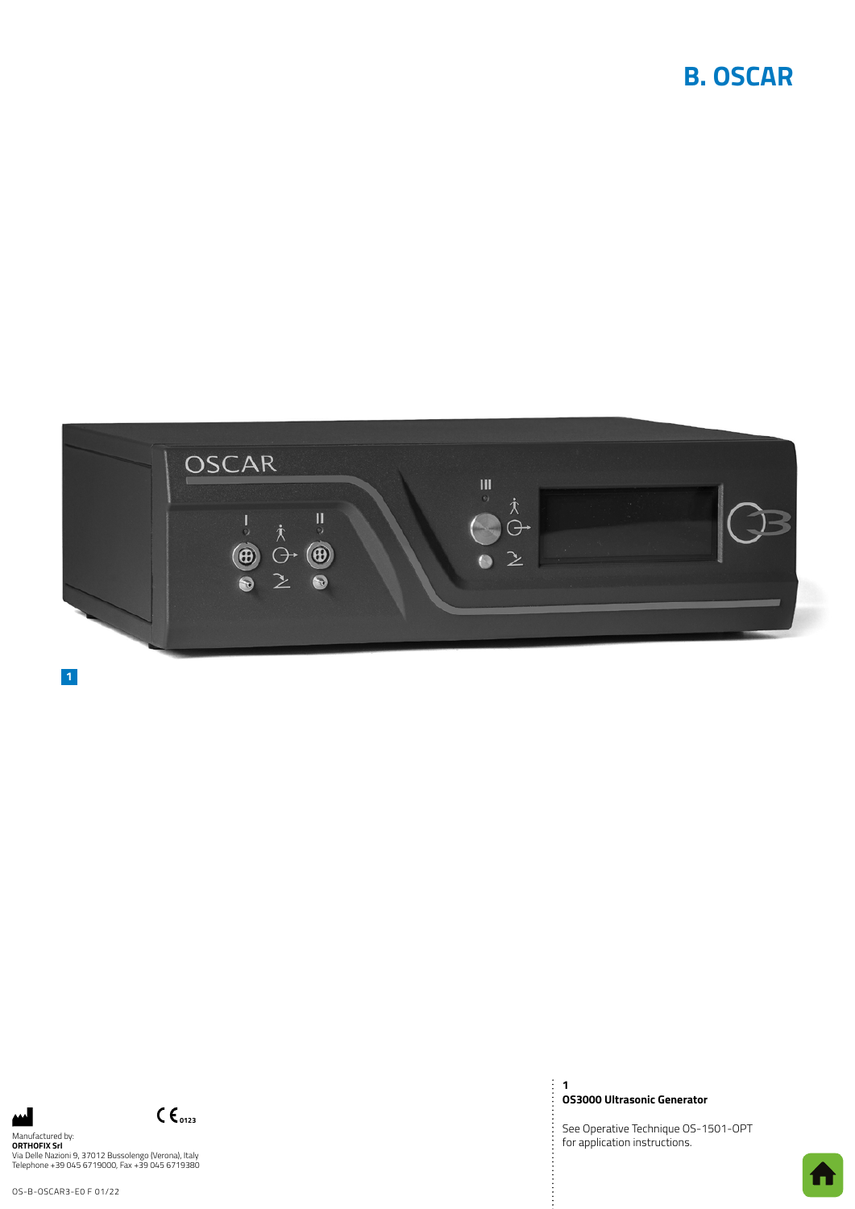# B. OSCAR

1

**1**
**OS3000 Ultrasonic Generator**

See Operative Technique OS-1501-OPT for application instructions.

Manufactured by:
**ORTHOFIX Srl**
Via Delle Nazioni 9, 37012 Bussolengo (Verona), Italy
Telephone +39 045 6719000, Fax +39 045 6719380

CE 0123

OS-B-OSCAR3-E0 F 01/22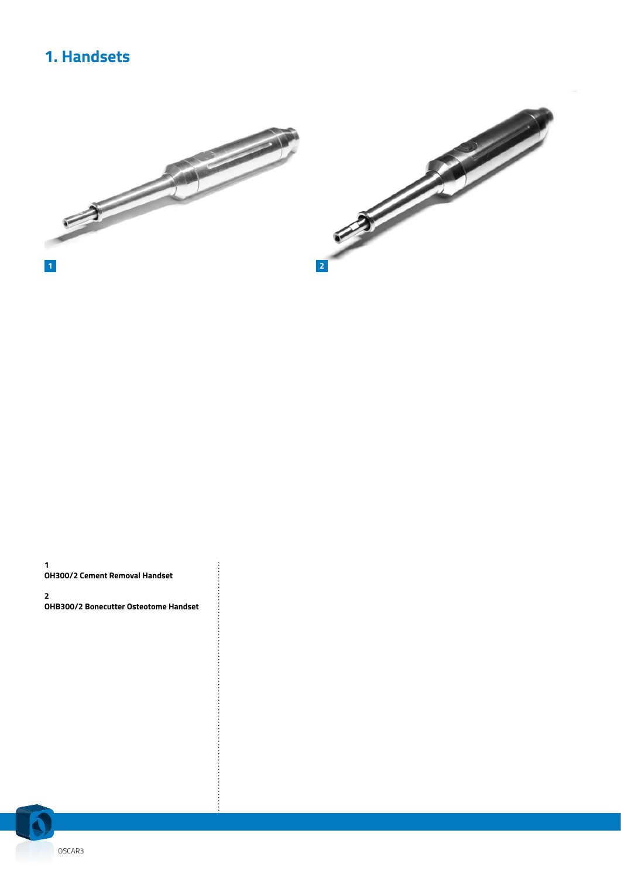# 1. Handsets

1

2

1
**OH300/2 Cement Removal Handset**

2
**OHB300/2 Bonecutter Osteotome Handset**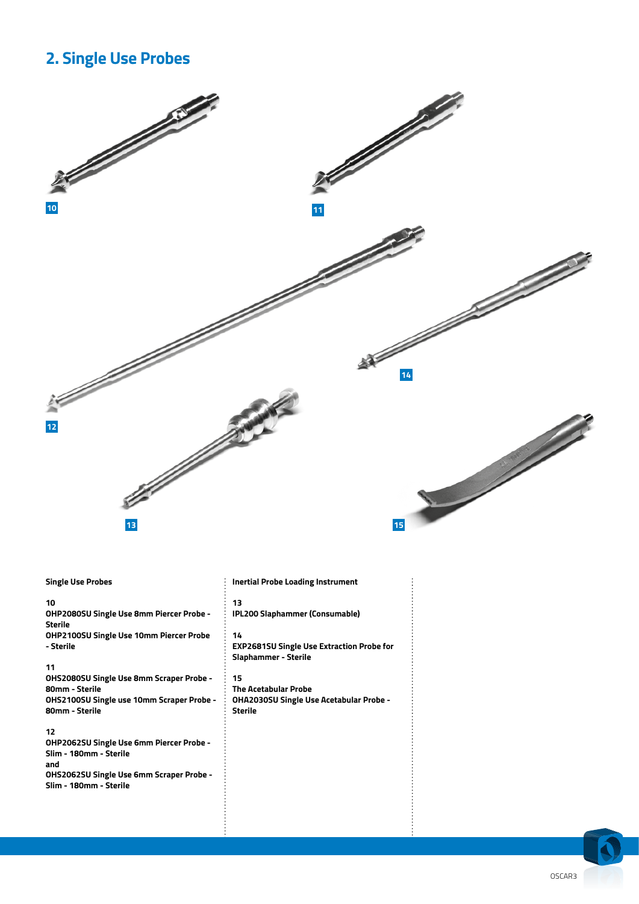## 2. Single Use Probes

10

11

12

14

13

15

**Single Use Probes**

**10**
**OHP2080SU Single Use 8mm Piercer Probe - Sterile**
**OHP2100SU Single Use 10mm Piercer Probe - Sterile**

**11**
**OHS2080SU Single Use 8mm Scraper Probe - 80mm - Sterile**
**OHS2100SU Single use 10mm Scraper Probe - 80mm - Sterile**

**12**
**OHP2062SU Single Use 6mm Piercer Probe - Slim - 180mm - Sterile**
**and**
**OHS2062SU Single Use 6mm Scraper Probe - Slim - 180mm - Sterile**

**Inertial Probe Loading Instrument**

**13**
**IPL200 Slaphammer (Consumable)**

**14**
**EXP2681SU Single Use Extraction Probe for Slaphammer - Sterile**

**15**
**The Acetabular Probe**
**OHA2030SU Single Use Acetabular Probe - Sterile**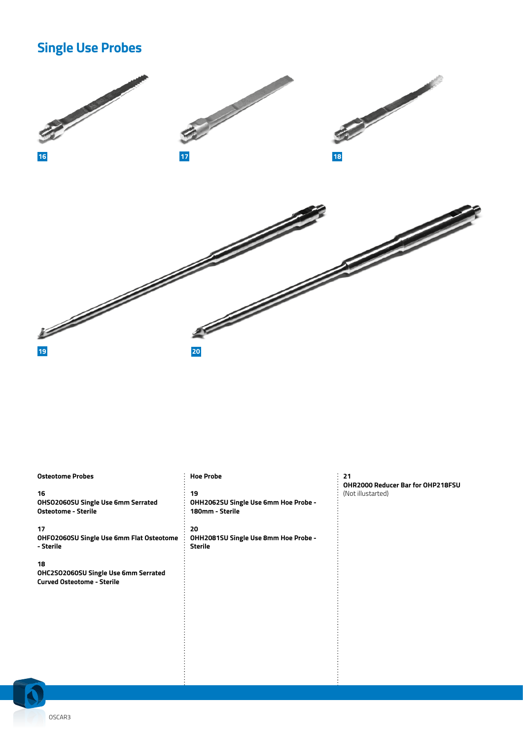## Single Use Probes

16

17

18

19

20

**Osteotome Probes**

**16**
**OHSO2060SU Single Use 6mm Serrated Osteotome - Sterile**

**17**
**OHFO2060SU Single Use 6mm Flat Osteotome - Sterile**

**18**
**OHC2SO2060SU Single Use 6mm Serrated Curved Osteotome - Sterile**

**Hoe Probe**

**19**
**OHH2062SU Single Use 6mm Hoe Probe - 180mm - Sterile**

**20**
**OHH2081SU Single Use 8mm Hoe Probe - Sterile**

**21**
**OHR2000 Reducer Bar for OHP218FSU**
(Not illustarted)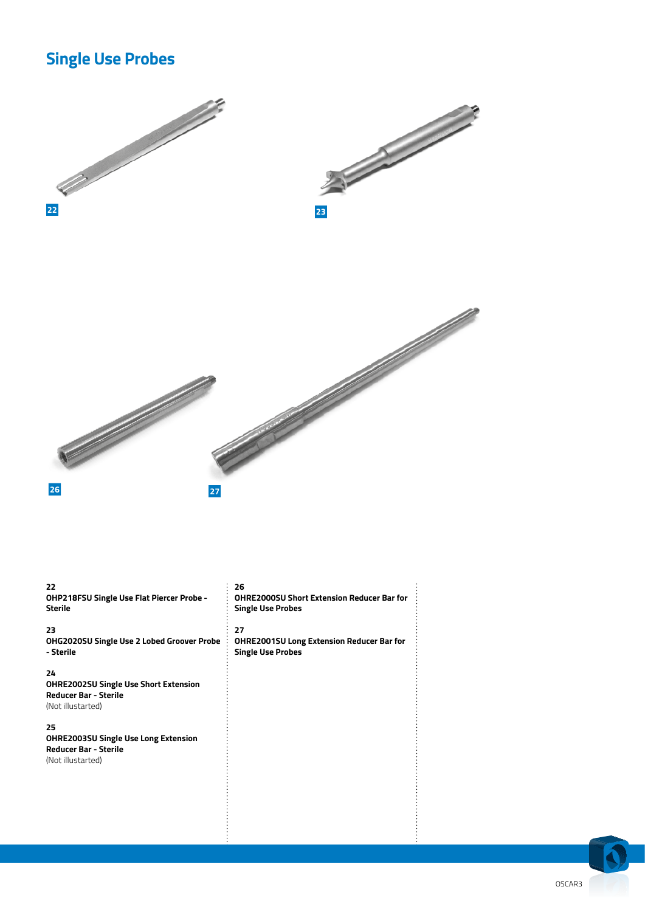# Single Use Probes

22

23

26

27

**22**
**OHP218FSU Single Use Flat Piercer Probe - Sterile**

**23**
**OHG2020SU Single Use 2 Lobed Groover Probe - Sterile**

**24**
**OHRE2002SU Single Use Short Extension Reducer Bar - Sterile**
(Not illustarted)

**25**
**OHRE2003SU Single Use Long Extension Reducer Bar - Sterile**
(Not illustarted)

**26**
**OHRE2000SU Short Extension Reducer Bar for Single Use Probes**

**27**
**OHRE2001SU Long Extension Reducer Bar for Single Use Probes**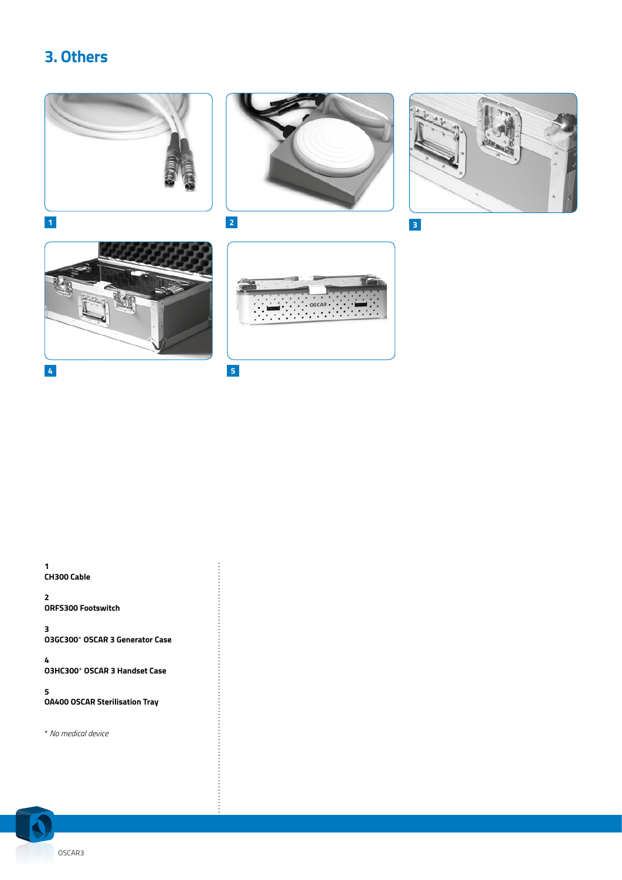## 3. Others

1

2

3

4

5

**1**
**CH300 Cable**

**2**
**ORFS300 Footswitch**

**3**
**03GC300* OSCAR 3 Generator Case**

**4**
**03HC300* OSCAR 3 Handset Case**

**5**
**0A400 OSCAR Sterilisation Tray**

*\* No medical device*